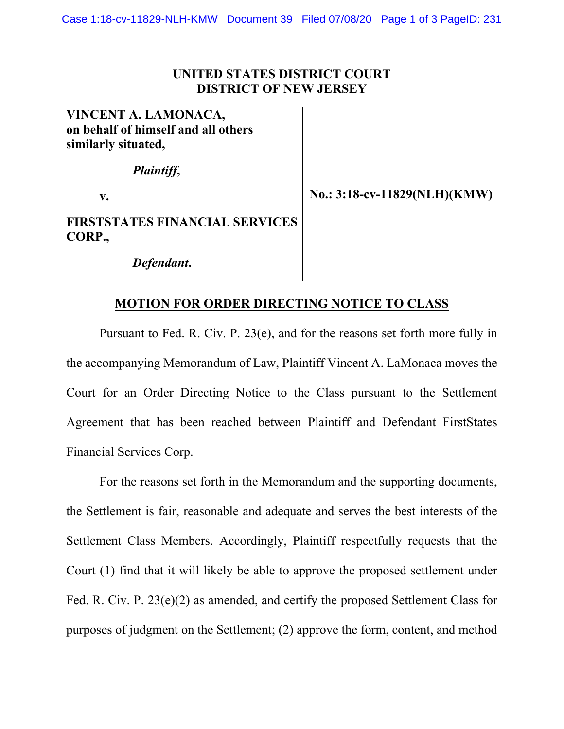**UNITED STATES DISTRICT COURT**
**DISTRICT OF NEW JERSEY**

| | |
|---|---|
| **VINCENT A. LAMONACA, on behalf of himself and all others similarly situated,** | |
| ***Plaintiff*,** | |
| **v.** | **No.: 3:18-cv-11829(NLH)(KMW)** |
| **FIRSTSTATES FINANCIAL SERVICES CORP.,** | |
| ***Defendant*.** | |

## MOTION FOR ORDER DIRECTING NOTICE TO CLASS

Pursuant to Fed. R. Civ. P. 23(e), and for the reasons set forth more fully in the accompanying Memorandum of Law, Plaintiff Vincent A. LaMonaca moves the Court for an Order Directing Notice to the Class pursuant to the Settlement Agreement that has been reached between Plaintiff and Defendant FirstStates Financial Services Corp.

For the reasons set forth in the Memorandum and the supporting documents, the Settlement is fair, reasonable and adequate and serves the best interests of the Settlement Class Members. Accordingly, Plaintiff respectfully requests that the Court (1) find that it will likely be able to approve the proposed settlement under Fed. R. Civ. P. 23(e)(2) as amended, and certify the proposed Settlement Class for purposes of judgment on the Settlement; (2) approve the form, content, and method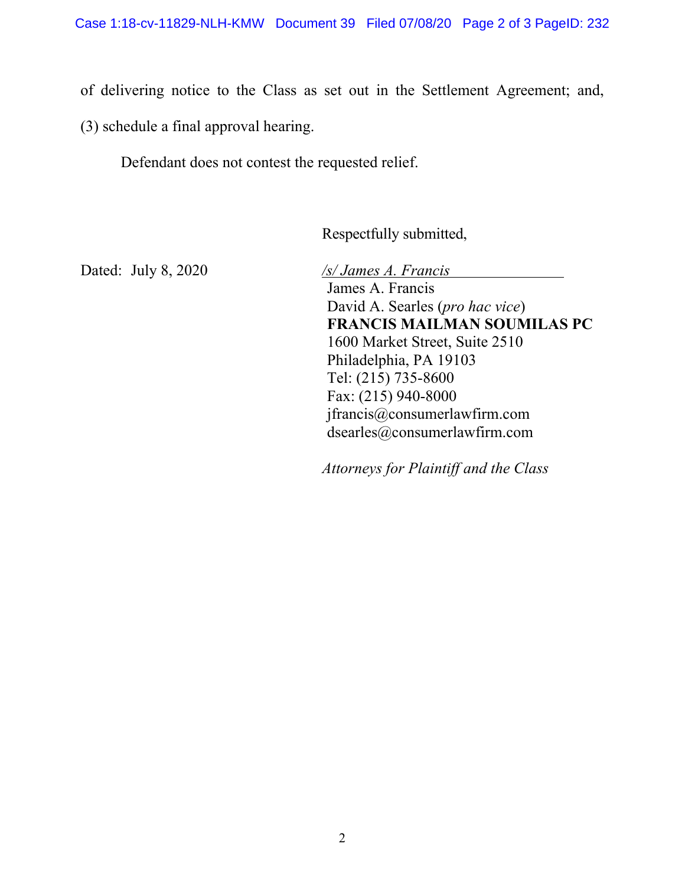of delivering notice to the Class as set out in the Settlement Agreement; and, (3) schedule a final approval hearing.

Defendant does not contest the requested relief.

Respectfully submitted,

Dated: July 8, 2020

*/s/ James A. Francis*
James A. Francis
David A. Searles (*pro hac vice*)
**FRANCIS MAILMAN SOUMILAS PC**
1600 Market Street, Suite 2510
Philadelphia, PA 19103
Tel: (215) 735-8600
Fax: (215) 940-8000
jfrancis@consumerlawfirm.com
dsearles@consumerlawfirm.com

*Attorneys for Plaintiff and the Class*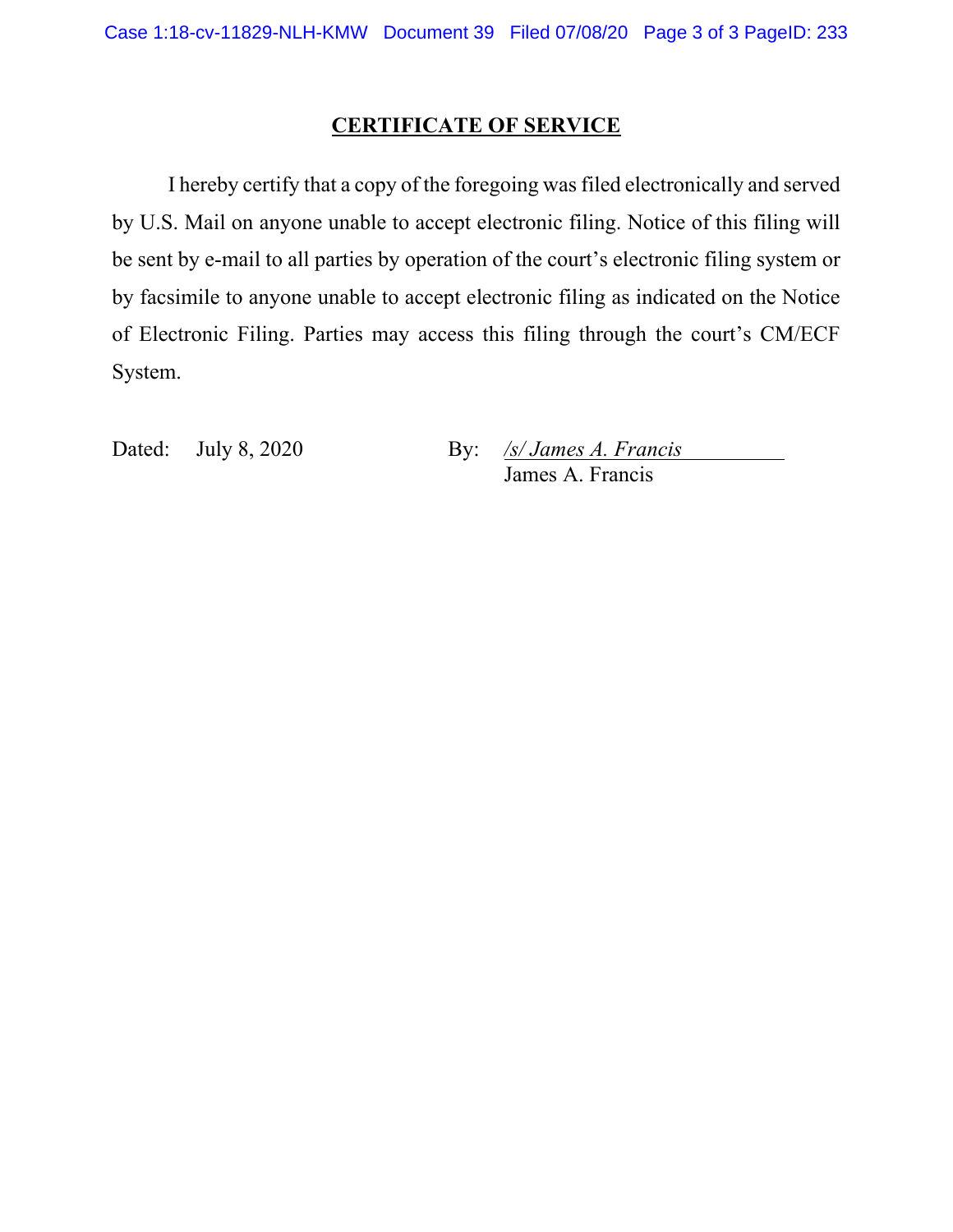**CERTIFICATE OF SERVICE**

I hereby certify that a copy of the foregoing was filed electronically and served by U.S. Mail on anyone unable to accept electronic filing. Notice of this filing will be sent by e-mail to all parties by operation of the court's electronic filing system or by facsimile to anyone unable to accept electronic filing as indicated on the Notice of Electronic Filing. Parties may access this filing through the court's CM/ECF System.

Dated: July 8, 2020

By: */s/ James A. Francis*
James A. Francis